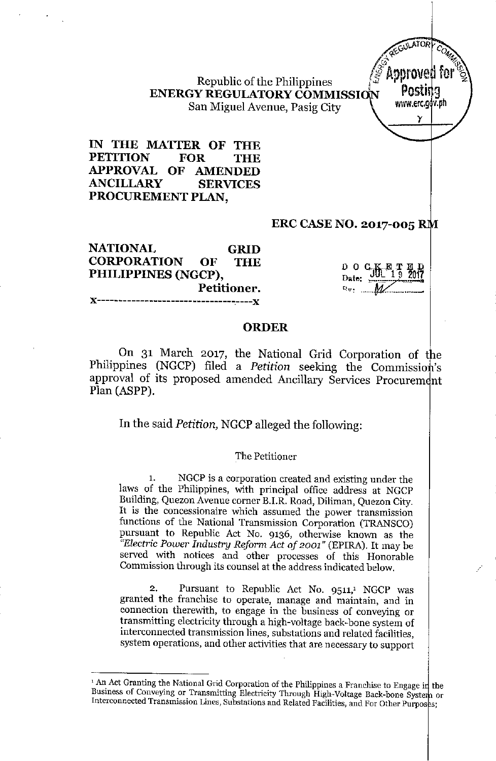Republic of the Philippines
**ENERGY REGULATORY COMMISSION**
San Miguel Avenue, Pasig City

**IN THE MATTER OF THE PETITION FOR THE APPROVAL OF AMENDED ANCILLARY SERVICES PROCUREMENT PLAN,**

**ERC CASE NO. 2017-005 RM**

**NATIONAL GRID CORPORATION OF THE PHILIPPINES (NGCP),**
**Petitioner.**
x-----------------------------------x

DOCKETED
Date: JUL 19 2017

## ORDER

On 31 March 2017, the National Grid Corporation of the Philippines (NGCP) filed a *Petition* seeking the Commission's approval of its proposed amended Ancillary Services Procurement Plan (ASPP).

In the said *Petition*, NGCP alleged the following:

The Petitioner

1. NGCP is a corporation created and existing under the laws of the Philippines, with principal office address at NGCP Building, Quezon Avenue corner B.I.R. Road, Diliman, Quezon City. It is the concessionaire which assumed the power transmission functions of the National Transmission Corporation (TRANSCO) pursuant to Republic Act No. 9136, otherwise known as the *"Electric Power Industry Reform Act of 2001"* (EPIRA). It may be served with notices and other processes of this Honorable Commission through its counsel at the address indicated below.

2. Pursuant to Republic Act No. 9511,[1] NGCP was granted the franchise to operate, manage and maintain, and in connection therewith, to engage in the business of conveying or transmitting electricity through a high-voltage back-bone system of interconnected transmission lines, substations and related facilities, system operations, and other activities that are necessary to support

---

[1] An Act Granting the National Grid Corporation of the Philippines a Franchise to Engage in the Business of Conveying or Transmitting Electricity Through High-Voltage Back-bone System or Interconnected Transmission Lines, Substations and Related Facilities, and For Other Purposes;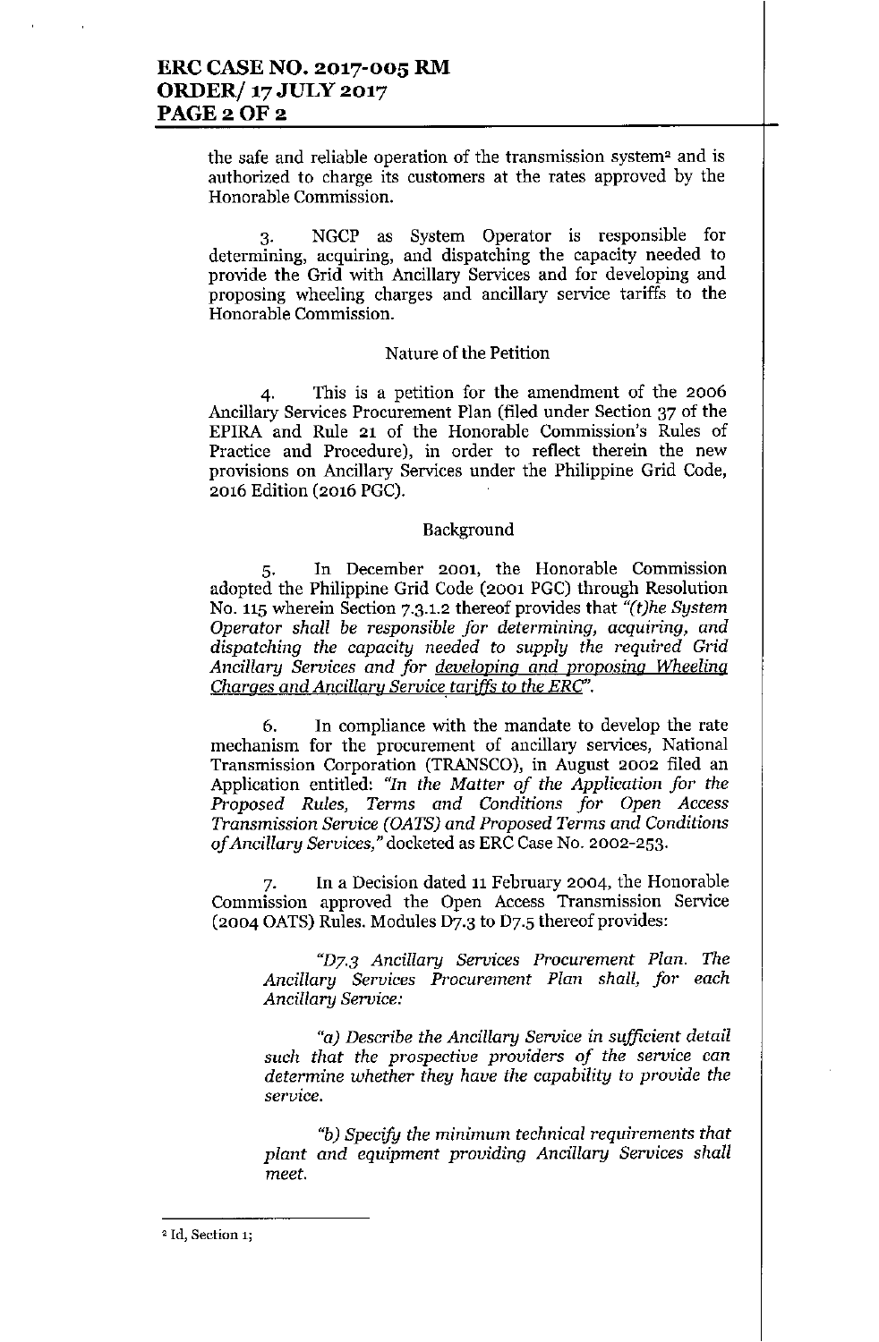the safe and reliable operation of the transmission system[2] and is authorized to charge its customers at the rates approved by the Honorable Commission.

3. NGCP as System Operator is responsible for determining, acquiring, and dispatching the capacity needed to provide the Grid with Ancillary Services and for developing and proposing wheeling charges and ancillary service tariffs to the Honorable Commission.

Nature of the Petition

4. This is a petition for the amendment of the 2006 Ancillary Services Procurement Plan (filed under Section 37 of the EPIRA and Rule 21 of the Honorable Commission's Rules of Practice and Procedure), in order to reflect therein the new provisions on Ancillary Services under the Philippine Grid Code, 2016 Edition (2016 PGC).

Background

5. In December 2001, the Honorable Commission adopted the Philippine Grid Code (2001 PGC) through Resolution No. 115 wherein Section 7.3.1.2 thereof provides that *"(t)he System Operator shall be responsible for determining, acquiring, and dispatching the capacity needed to supply the required Grid Ancillary Services and for <u>developing and proposing Wheeling Charges and Ancillary Service tariffs to the ERC</u>"*.

6. In compliance with the mandate to develop the rate mechanism for the procurement of ancillary services, National Transmission Corporation (TRANSCO), in August 2002 filed an Application entitled: *"In the Matter of the Application for the Proposed Rules, Terms and Conditions for Open Access Transmission Service (OATS) and Proposed Terms and Conditions of Ancillary Services,"* docketed as ERC Case No. 2002-253.

7. In a Decision dated 11 February 2004, the Honorable Commission approved the Open Access Transmission Service (2004 OATS) Rules. Modules D7.3 to D7.5 thereof provides:

> *"D7.3 Ancillary Services Procurement Plan. The Ancillary Services Procurement Plan shall, for each Ancillary Service:*
>
> *"a) Describe the Ancillary Service in sufficient detail such that the prospective providers of the service can determine whether they have the capability to provide the service.*
>
> *"b) Specify the minimum technical requirements that plant and equipment providing Ancillary Services shall meet.*

---

[2] Id, Section 1;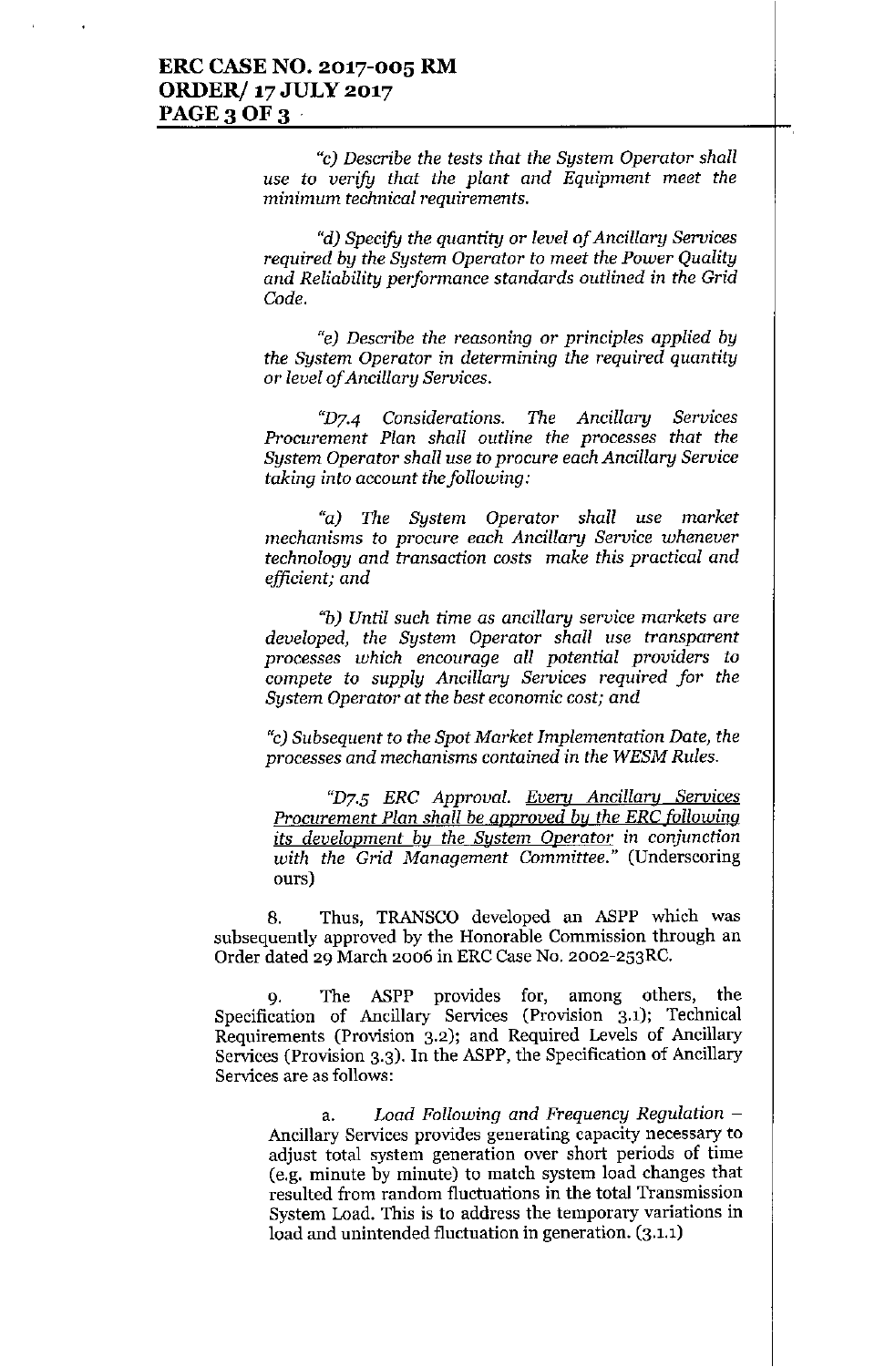*"c) Describe the tests that the System Operator shall use to verify that the plant and Equipment meet the minimum technical requirements.*

*"d) Specify the quantity or level of Ancillary Services required by the System Operator to meet the Power Quality and Reliability performance standards outlined in the Grid Code.*

*"e) Describe the reasoning or principles applied by the System Operator in determining the required quantity or level of Ancillary Services.*

*"D7.4 Considerations. The Ancillary Services Procurement Plan shall outline the processes that the System Operator shall use to procure each Ancillary Service taking into account the following:*

*"a) The System Operator shall use market mechanisms to procure each Ancillary Service whenever technology and transaction costs make this practical and efficient; and*

*"b) Until such time as ancillary service markets are developed, the System Operator shall use transparent processes which encourage all potential providers to compete to supply Ancillary Services required for the System Operator at the best economic cost; and*

*"c) Subsequent to the Spot Market Implementation Date, the processes and mechanisms contained in the WESM Rules.*

*"D7.5 ERC Approval. <u>Every Ancillary Services Procurement Plan shall be approved by the ERC following its development by the System Operator</u> in conjunction with the Grid Management Committee."* (Underscoring ours)

8. Thus, TRANSCO developed an ASPP which was subsequently approved by the Honorable Commission through an Order dated 29 March 2006 in ERC Case No. 2002-253RC.

9. The ASPP provides for, among others, the Specification of Ancillary Services (Provision 3.1); Technical Requirements (Provision 3.2); and Required Levels of Ancillary Services (Provision 3.3). In the ASPP, the Specification of Ancillary Services are as follows:

a. *Load Following and Frequency Regulation* – Ancillary Services provides generating capacity necessary to adjust total system generation over short periods of time (e.g. minute by minute) to match system load changes that resulted from random fluctuations in the total Transmission System Load. This is to address the temporary variations in load and unintended fluctuation in generation. (3.1.1)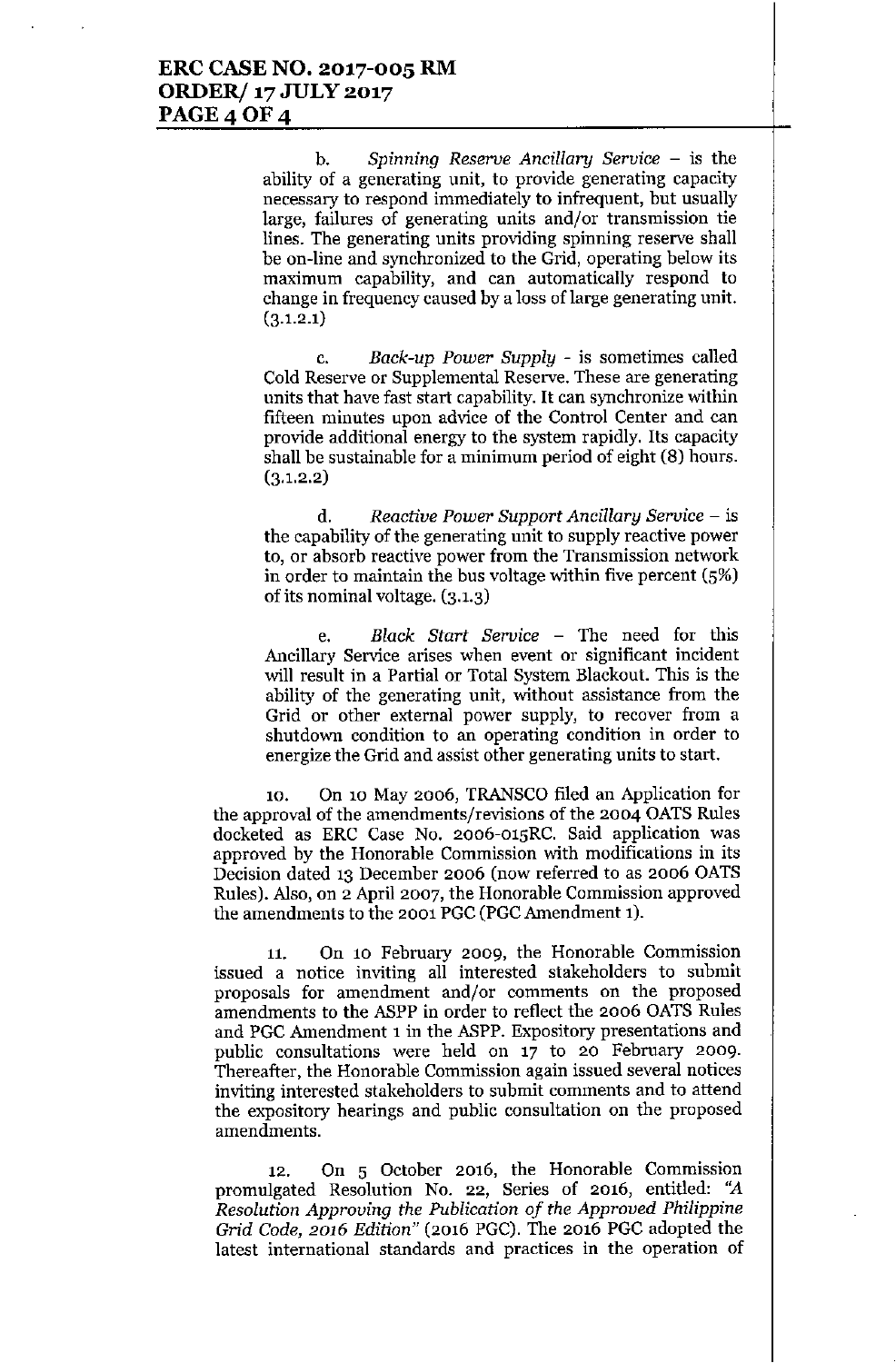b. *Spinning Reserve Ancillary Service* – is the ability of a generating unit, to provide generating capacity necessary to respond immediately to infrequent, but usually large, failures of generating units and/or transmission tie lines. The generating units providing spinning reserve shall be on-line and synchronized to the Grid, operating below its maximum capability, and can automatically respond to change in frequency caused by a loss of large generating unit. (3.1.2.1)

c. *Back-up Power Supply* - is sometimes called Cold Reserve or Supplemental Reserve. These are generating units that have fast start capability. It can synchronize within fifteen minutes upon advice of the Control Center and can provide additional energy to the system rapidly. Its capacity shall be sustainable for a minimum period of eight (8) hours. (3.1.2.2)

d. *Reactive Power Support Ancillary Service* – is the capability of the generating unit to supply reactive power to, or absorb reactive power from the Transmission network in order to maintain the bus voltage within five percent (5%) of its nominal voltage. (3.1.3)

e. *Black Start Service* – The need for this Ancillary Service arises when event or significant incident will result in a Partial or Total System Blackout. This is the ability of the generating unit, without assistance from the Grid or other external power supply, to recover from a shutdown condition to an operating condition in order to energize the Grid and assist other generating units to start.

10. On 10 May 2006, TRANSCO filed an Application for the approval of the amendments/revisions of the 2004 OATS Rules docketed as ERC Case No. 2006-015RC. Said application was approved by the Honorable Commission with modifications in its Decision dated 13 December 2006 (now referred to as 2006 OATS Rules). Also, on 2 April 2007, the Honorable Commission approved the amendments to the 2001 PGC (PGC Amendment 1).

11. On 10 February 2009, the Honorable Commission issued a notice inviting all interested stakeholders to submit proposals for amendment and/or comments on the proposed amendments to the ASPP in order to reflect the 2006 OATS Rules and PGC Amendment 1 in the ASPP. Expository presentations and public consultations were held on 17 to 20 February 2009. Thereafter, the Honorable Commission again issued several notices inviting interested stakeholders to submit comments and to attend the expository hearings and public consultation on the proposed amendments.

12. On 5 October 2016, the Honorable Commission promulgated Resolution No. 22, Series of 2016, entitled: *"A Resolution Approving the Publication of the Approved Philippine Grid Code, 2016 Edition"* (2016 PGC). The 2016 PGC adopted the latest international standards and practices in the operation of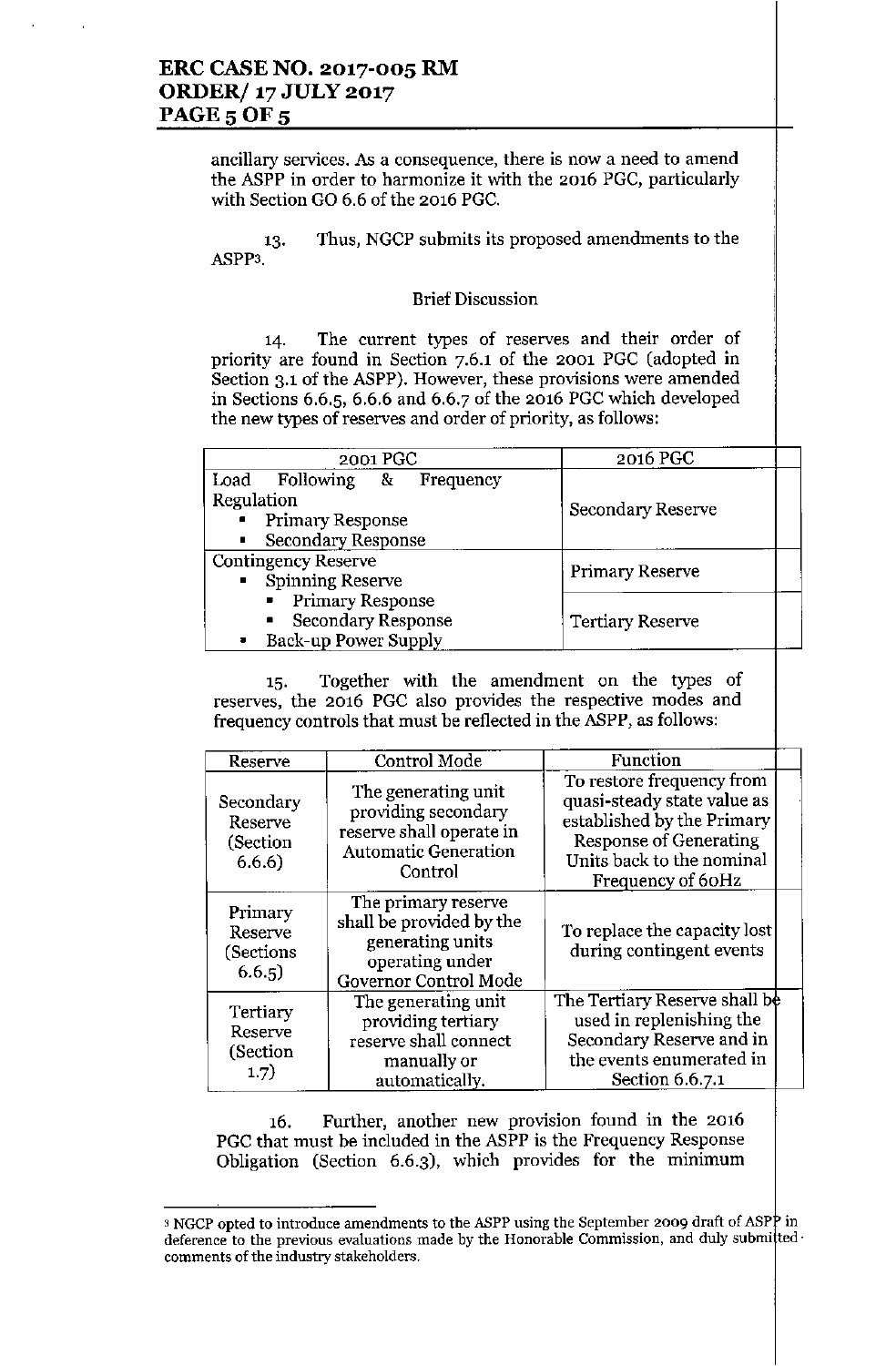ancillary services. As a consequence, there is now a need to amend the ASPP in order to harmonize it with the 2016 PGC, particularly with Section GO 6.6 of the 2016 PGC.

13. Thus, NGCP submits its proposed amendments to the ASPP[3].

Brief Discussion

14. The current types of reserves and their order of priority are found in Section 7.6.1 of the 2001 PGC (adopted in Section 3.1 of the ASPP). However, these provisions were amended in Sections 6.6.5, 6.6.6 and 6.6.7 of the 2016 PGC which developed the new types of reserves and order of priority, as follows:

| 2001 PGC | 2016 PGC |
|---|---|
| Load Following & Frequency Regulation<br>▪ Primary Response<br>▪ Secondary Response | Secondary Reserve |
| Contingency Reserve<br>▪ Spinning Reserve<br>&nbsp;&nbsp;▪ Primary Response<br>&nbsp;&nbsp;▪ Secondary Response<br>▪ Back-up Power Supply | Primary Reserve<br><br>Tertiary Reserve |

15. Together with the amendment on the types of reserves, the 2016 PGC also provides the respective modes and frequency controls that must be reflected in the ASPP, as follows:

| Reserve | Control Mode | Function |
|---|---|---|
| Secondary Reserve (Section 6.6.6) | The generating unit providing secondary reserve shall operate in Automatic Generation Control | To restore frequency from quasi-steady state value as established by the Primary Response of Generating Units back to the nominal Frequency of 60Hz |
| Primary Reserve (Sections 6.6.5) | The primary reserve shall be provided by the generating units operating under Governor Control Mode | To replace the capacity lost during contingent events |
| Tertiary Reserve (Section 1.7) | The generating unit providing tertiary reserve shall connect manually or automatically. | The Tertiary Reserve shall be used in replenishing the Secondary Reserve and in the events enumerated in Section 6.6.7.1 |

16. Further, another new provision found in the 2016 PGC that must be included in the ASPP is the Frequency Response Obligation (Section 6.6.3), which provides for the minimum

[3] NGCP opted to introduce amendments to the ASPP using the September 2009 draft of ASPP in deference to the previous evaluations made by the Honorable Commission, and duly submitted comments of the industry stakeholders.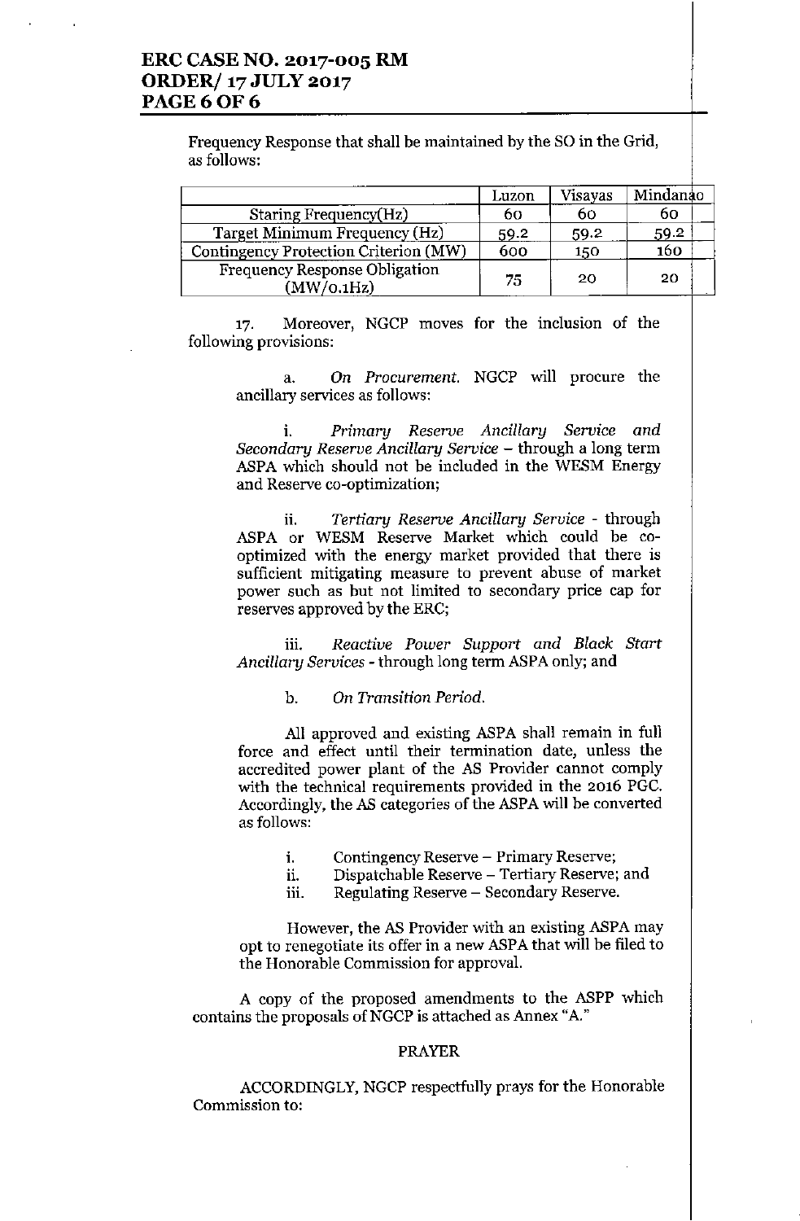Frequency Response that shall be maintained by the SO in the Grid, as follows:

| | Luzon | Visayas | Mindanao |
|---|---|---|---|
| Staring Frequency(Hz) | 60 | 60 | 60 |
| Target Minimum Frequency (Hz) | 59.2 | 59.2 | 59.2 |
| Contingency Protection Criterion (MW) | 600 | 150 | 160 |
| Frequency Response Obligation (MW/0.1Hz) | 75 | 20 | 20 |

17. Moreover, NGCP moves for the inclusion of the following provisions:

a. *On Procurement.* NGCP will procure the ancillary services as follows:

i. *Primary Reserve Ancillary Service and Secondary Reserve Ancillary Service* – through a long term ASPA which should not be included in the WESM Energy and Reserve co-optimization;

ii. *Tertiary Reserve Ancillary Service* - through ASPA or WESM Reserve Market which could be co-optimized with the energy market provided that there is sufficient mitigating measure to prevent abuse of market power such as but not limited to secondary price cap for reserves approved by the ERC;

iii. *Reactive Power Support and Black Start Ancillary Services* - through long term ASPA only; and

b. *On Transition Period.*

All approved and existing ASPA shall remain in full force and effect until their termination date, unless the accredited power plant of the AS Provider cannot comply with the technical requirements provided in the 2016 PGC. Accordingly, the AS categories of the ASPA will be converted as follows:

i. Contingency Reserve – Primary Reserve;
ii. Dispatchable Reserve – Tertiary Reserve; and
iii. Regulating Reserve – Secondary Reserve.

However, the AS Provider with an existing ASPA may opt to renegotiate its offer in a new ASPA that will be filed to the Honorable Commission for approval.

A copy of the proposed amendments to the ASPP which contains the proposals of NGCP is attached as Annex "A."

## PRAYER

ACCORDINGLY, NGCP respectfully prays for the Honorable Commission to: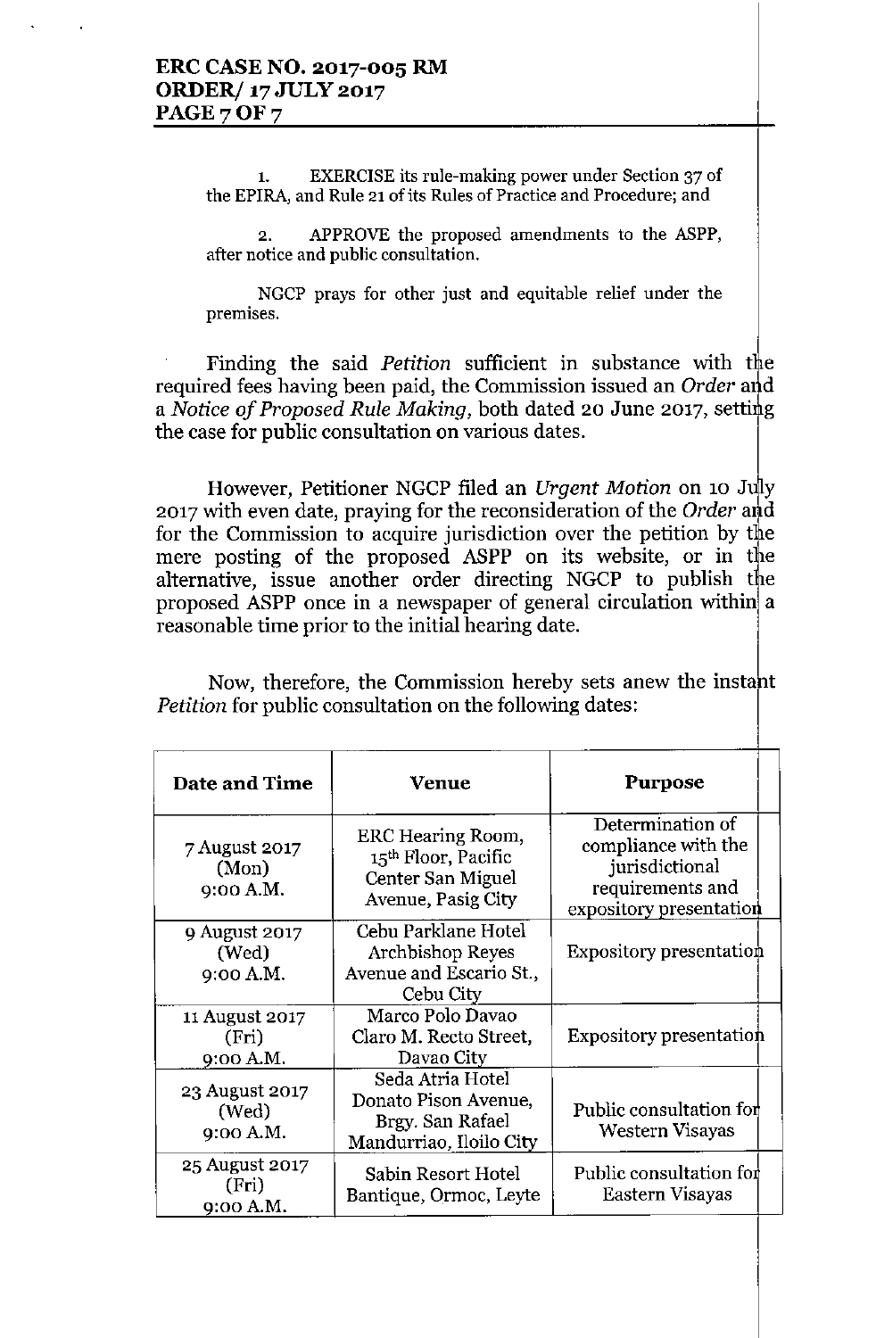1. EXERCISE its rule-making power under Section 37 of the EPIRA, and Rule 21 of its Rules of Practice and Procedure; and

2. APPROVE the proposed amendments to the ASPP, after notice and public consultation.

NGCP prays for other just and equitable relief under the premises.

Finding the said *Petition* sufficient in substance with the required fees having been paid, the Commission issued an *Order* and a *Notice of Proposed Rule Making*, both dated 20 June 2017, setting the case for public consultation on various dates.

However, Petitioner NGCP filed an *Urgent Motion* on 10 July 2017 with even date, praying for the reconsideration of the *Order* and for the Commission to acquire jurisdiction over the petition by the mere posting of the proposed ASPP on its website, or in the alternative, issue another order directing NGCP to publish the proposed ASPP once in a newspaper of general circulation within a reasonable time prior to the initial hearing date.

Now, therefore, the Commission hereby sets anew the instant *Petition* for public consultation on the following dates:

| Date and Time | Venue | Purpose |
|---|---|---|
| 7 August 2017 (Mon) 9:00 A.M. | ERC Hearing Room, 15th Floor, Pacific Center San Miguel Avenue, Pasig City | Determination of compliance with the jurisdictional requirements and expository presentation |
| 9 August 2017 (Wed) 9:00 A.M. | Cebu Parklane Hotel Archbishop Reyes Avenue and Escario St., Cebu City | Expository presentation |
| 11 August 2017 (Fri) 9:00 A.M. | Marco Polo Davao Claro M. Recto Street, Davao City | Expository presentation |
| 23 August 2017 (Wed) 9:00 A.M. | Seda Atria Hotel Donato Pison Avenue, Brgy. San Rafael Mandurriao, Iloilo City | Public consultation for Western Visayas |
| 25 August 2017 (Fri) 9:00 A.M. | Sabin Resort Hotel Bantique, Ormoc, Leyte | Public consultation for Eastern Visayas |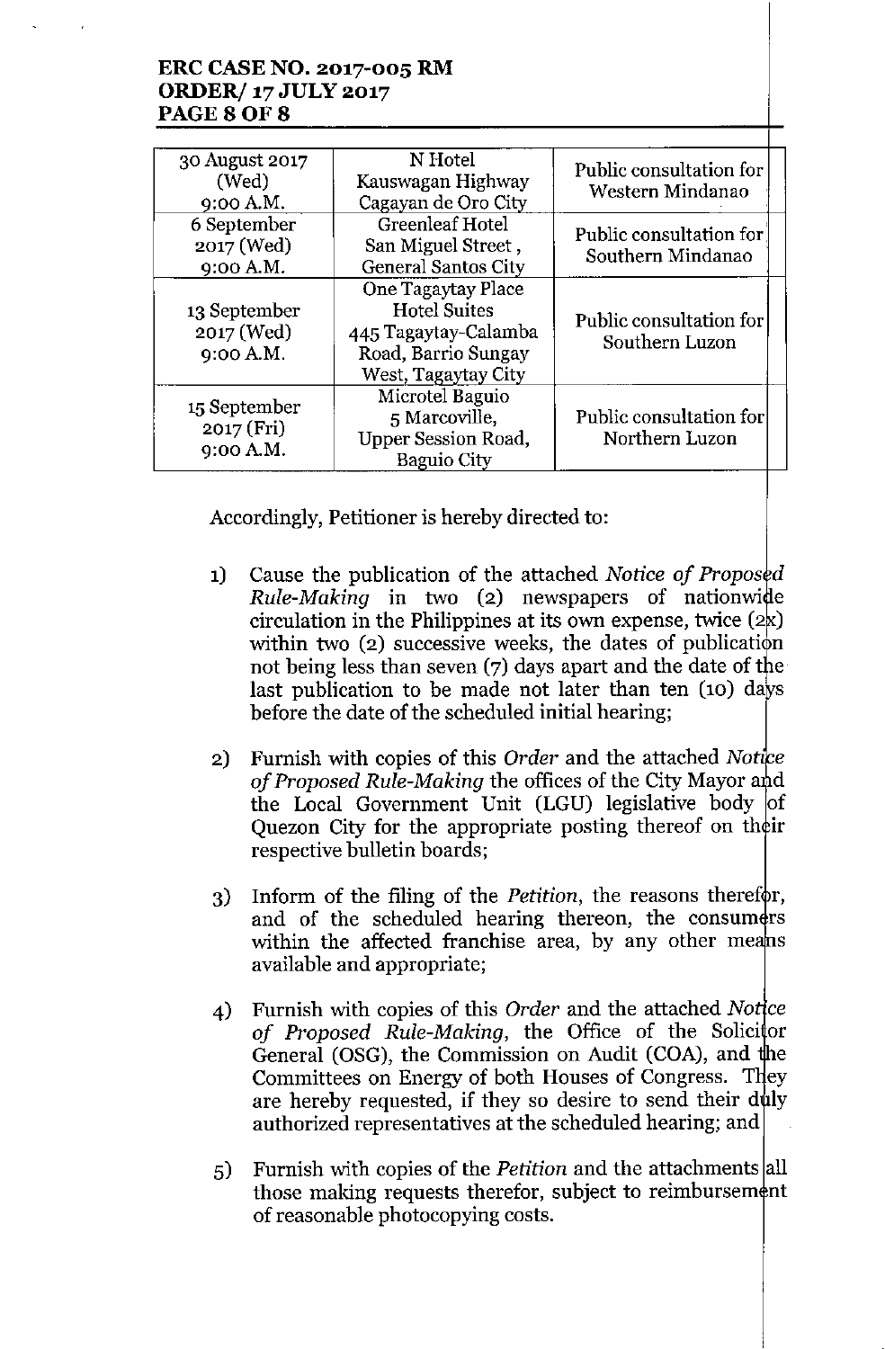| 30 August 2017 (Wed) 9:00 A.M. | N Hotel Kauswagan Highway Cagayan de Oro City | Public consultation for Western Mindanao |
|---|---|---|
| 6 September 2017 (Wed) 9:00 A.M. | Greenleaf Hotel San Miguel Street, General Santos City | Public consultation for Southern Mindanao |
| 13 September 2017 (Wed) 9:00 A.M. | One Tagaytay Place Hotel Suites 445 Tagaytay-Calamba Road, Barrio Sungay West, Tagaytay City | Public consultation for Southern Luzon |
| 15 September 2017 (Fri) 9:00 A.M. | Microtel Baguio 5 Marcoville, Upper Session Road, Baguio City | Public consultation for Northern Luzon |

Accordingly, Petitioner is hereby directed to:

1) Cause the publication of the attached *Notice of Proposed Rule-Making* in two (2) newspapers of nationwide circulation in the Philippines at its own expense, twice (2x) within two (2) successive weeks, the dates of publication not being less than seven (7) days apart and the date of the last publication to be made not later than ten (10) days before the date of the scheduled initial hearing;

2) Furnish with copies of this *Order* and the attached *Notice of Proposed Rule-Making* the offices of the City Mayor and the Local Government Unit (LGU) legislative body of Quezon City for the appropriate posting thereof on their respective bulletin boards;

3) Inform of the filing of the *Petition*, the reasons therefor, and of the scheduled hearing thereon, the consumers within the affected franchise area, by any other means available and appropriate;

4) Furnish with copies of this *Order* and the attached *Notice of Proposed Rule-Making*, the Office of the Solicitor General (OSG), the Commission on Audit (COA), and the Committees on Energy of both Houses of Congress. They are hereby requested, if they so desire to send their duly authorized representatives at the scheduled hearing; and

5) Furnish with copies of the *Petition* and the attachments all those making requests therefor, subject to reimbursement of reasonable photocopying costs.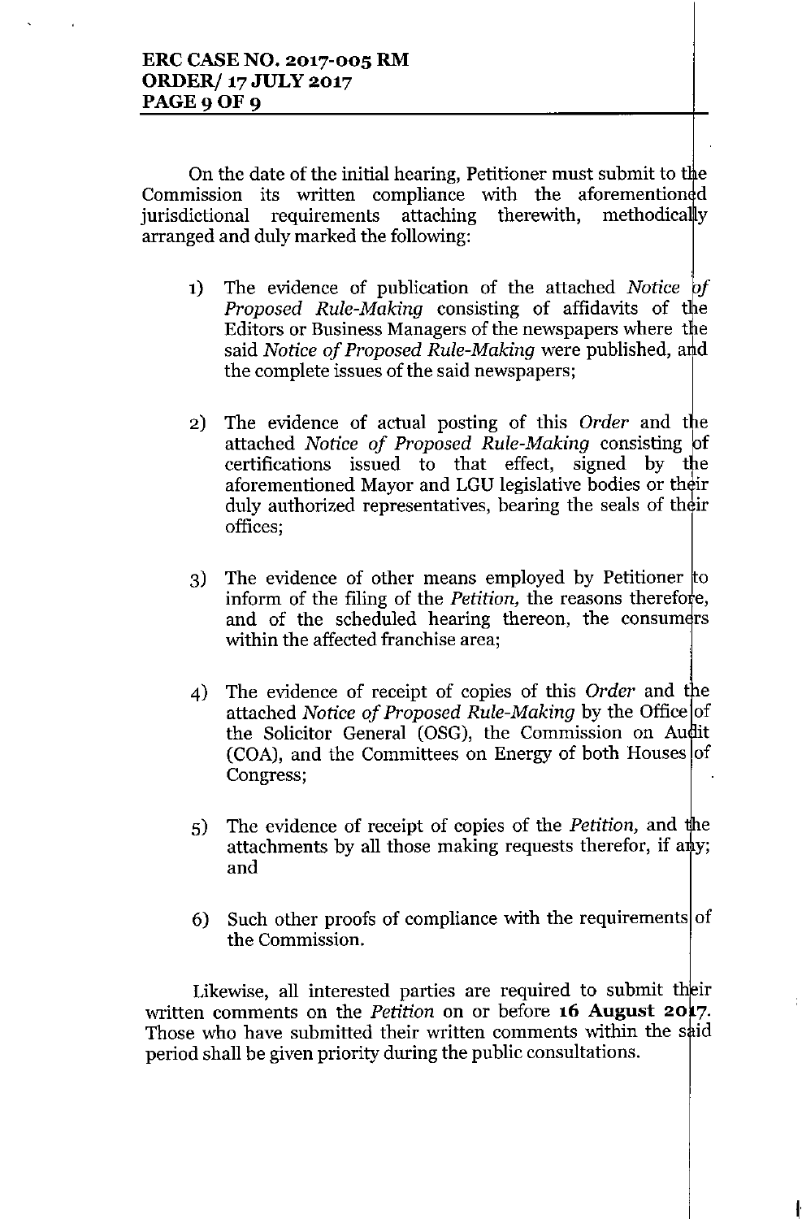On the date of the initial hearing, Petitioner must submit to the Commission its written compliance with the aforementioned jurisdictional requirements attaching therewith, methodically arranged and duly marked the following:

1) The evidence of publication of the attached *Notice of Proposed Rule-Making* consisting of affidavits of the Editors or Business Managers of the newspapers where the said *Notice of Proposed Rule-Making* were published, and the complete issues of the said newspapers;

2) The evidence of actual posting of this *Order* and the attached *Notice of Proposed Rule-Making* consisting of certifications issued to that effect, signed by the aforementioned Mayor and LGU legislative bodies or their duly authorized representatives, bearing the seals of their offices;

3) The evidence of other means employed by Petitioner to inform of the filing of the *Petition,* the reasons therefore, and of the scheduled hearing thereon, the consumers within the affected franchise area;

4) The evidence of receipt of copies of this *Order* and the attached *Notice of Proposed Rule-Making* by the Office of the Solicitor General (OSG), the Commission on Audit (COA), and the Committees on Energy of both Houses of Congress;

5) The evidence of receipt of copies of the *Petition,* and the attachments by all those making requests therefor, if any; and

6) Such other proofs of compliance with the requirements of the Commission.

Likewise, all interested parties are required to submit their written comments on the *Petition* on or before **16 August 2017**. Those who have submitted their written comments within the said period shall be given priority during the public consultations.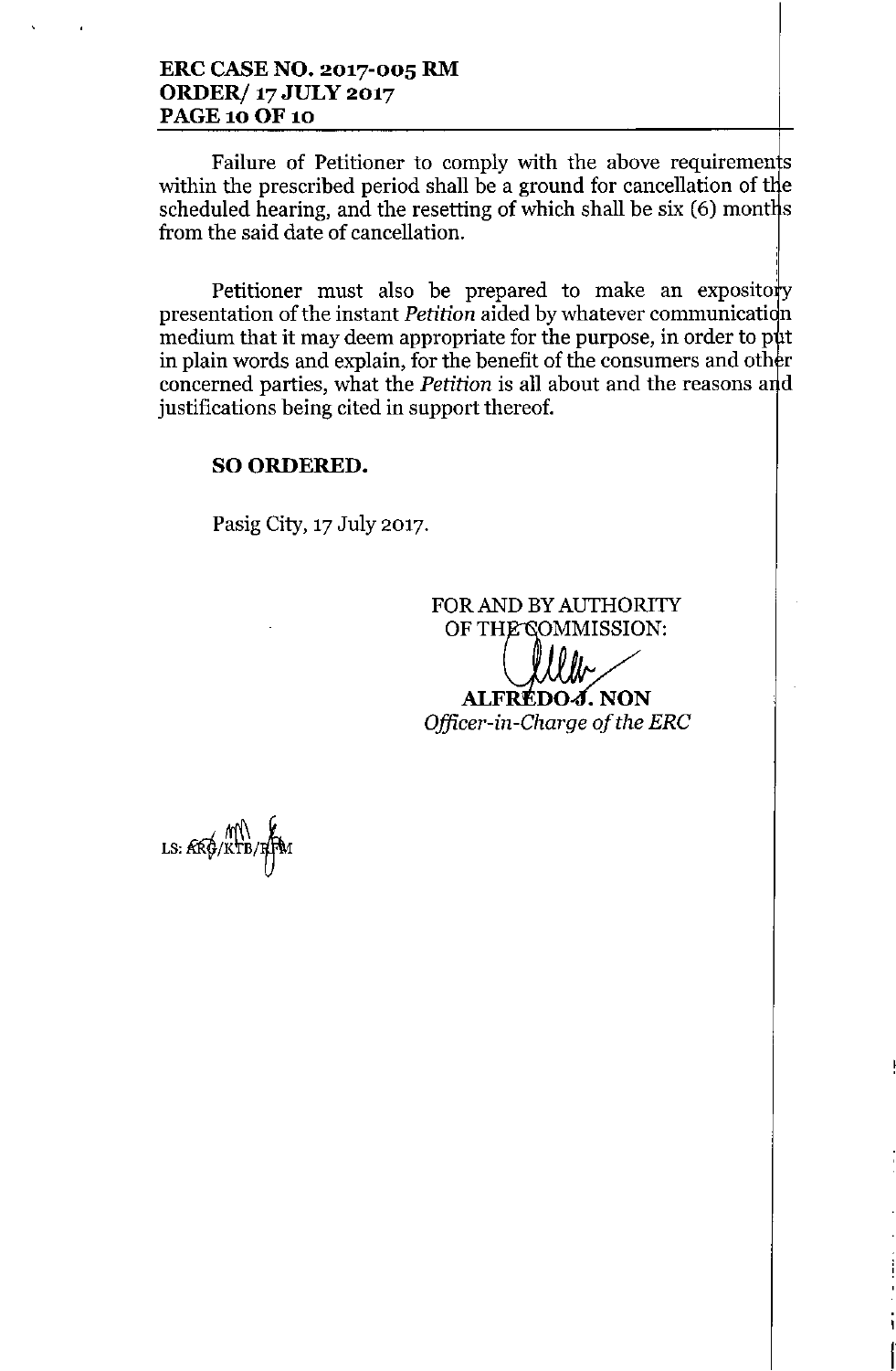Failure of Petitioner to comply with the above requirements within the prescribed period shall be a ground for cancellation of the scheduled hearing, and the resetting of which shall be six (6) months from the said date of cancellation.

Petitioner must also be prepared to make an expository presentation of the instant *Petition* aided by whatever communication medium that it may deem appropriate for the purpose, in order to put in plain words and explain, for the benefit of the consumers and other concerned parties, what the *Petition* is all about and the reasons and justifications being cited in support thereof.

**SO ORDERED.**

Pasig City, 17 July 2017.

FOR AND BY AUTHORITY
OF THE COMMISSION:

**ALFREDO J. NON**
*Officer-in-Charge of the ERC*

LS: ARG/KTB/RFM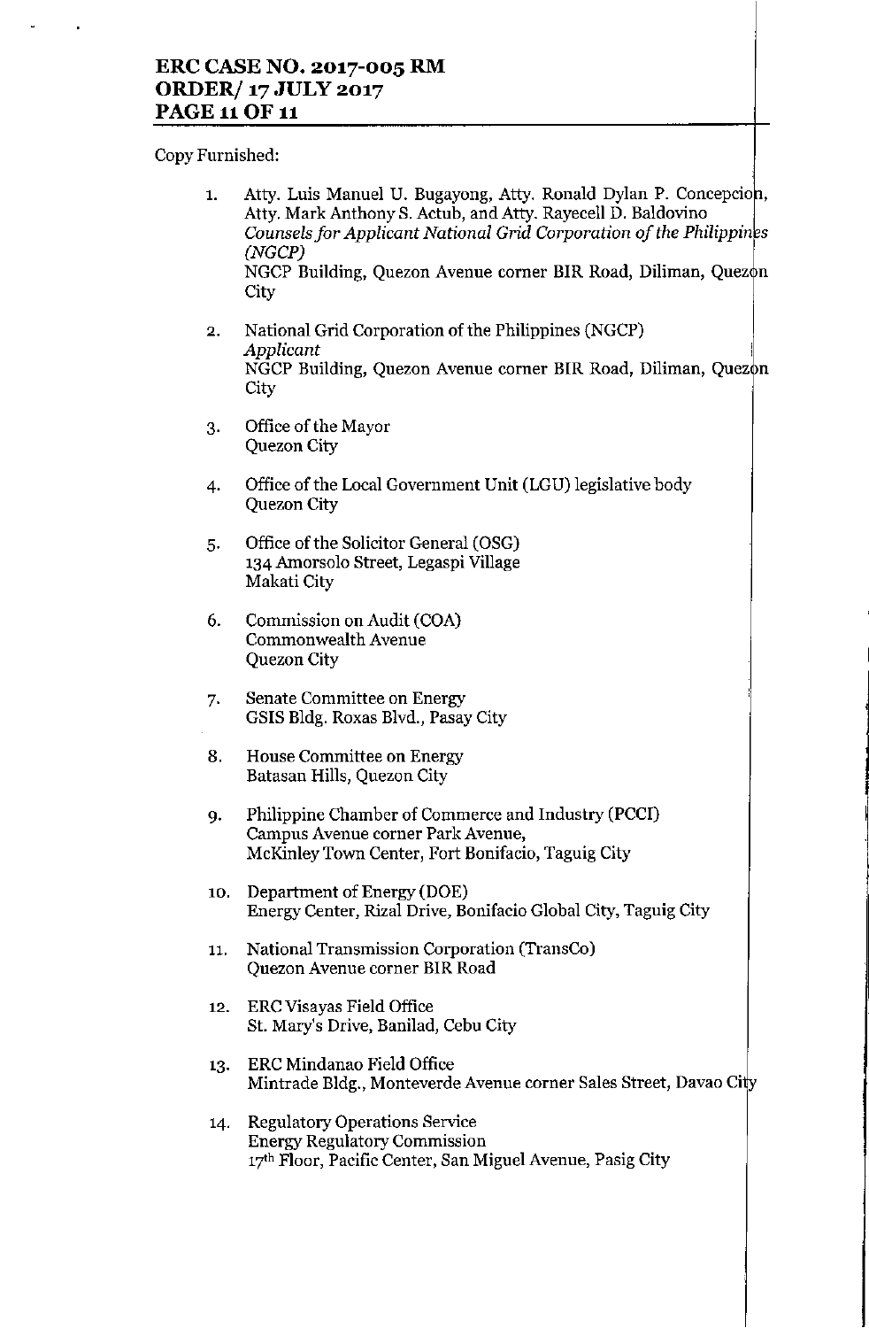Copy Furnished:

1. Atty. Luis Manuel U. Bugayong, Atty. Ronald Dylan P. Concepcion, Atty. Mark Anthony S. Actub, and Atty. Rayecell D. Baldovino
   *Counsels for Applicant National Grid Corporation of the Philippines (NGCP)*
   NGCP Building, Quezon Avenue corner BIR Road, Diliman, Quezon City

2. National Grid Corporation of the Philippines (NGCP)
   *Applicant*
   NGCP Building, Quezon Avenue corner BIR Road, Diliman, Quezon City

3. Office of the Mayor
   Quezon City

4. Office of the Local Government Unit (LGU) legislative body
   Quezon City

5. Office of the Solicitor General (OSG)
   134 Amorsolo Street, Legaspi Village
   Makati City

6. Commission on Audit (COA)
   Commonwealth Avenue
   Quezon City

7. Senate Committee on Energy
   GSIS Bldg. Roxas Blvd., Pasay City

8. House Committee on Energy
   Batasan Hills, Quezon City

9. Philippine Chamber of Commerce and Industry (PCCI)
   Campus Avenue corner Park Avenue,
   McKinley Town Center, Fort Bonifacio, Taguig City

10. Department of Energy (DOE)
    Energy Center, Rizal Drive, Bonifacio Global City, Taguig City

11. National Transmission Corporation (TransCo)
    Quezon Avenue corner BIR Road

12. ERC Visayas Field Office
    St. Mary's Drive, Banilad, Cebu City

13. ERC Mindanao Field Office
    Mintrade Bldg., Monteverde Avenue corner Sales Street, Davao City

14. Regulatory Operations Service
    Energy Regulatory Commission
    17th Floor, Pacific Center, San Miguel Avenue, Pasig City